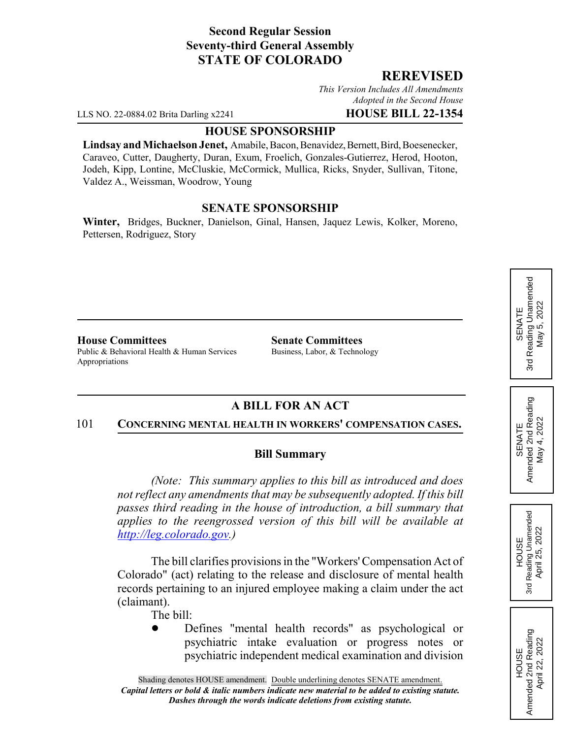**Second Regular Session**
**Seventy-third General Assembly**
**STATE OF COLORADO**

## REREVISED

*This Version Includes All Amendments Adopted in the Second House*

LLS NO. 22-0884.02 Brita Darling x2241 **HOUSE BILL 22-1354**

### HOUSE SPONSORSHIP

**Lindsay and Michaelson Jenet,** Amabile, Bacon, Benavidez, Bernett, Bird, Boesenecker, Caraveo, Cutter, Daugherty, Duran, Exum, Froelich, Gonzales-Gutierrez, Herod, Hooton, Jodeh, Kipp, Lontine, McCluskie, McCormick, Mullica, Ricks, Snyder, Sullivan, Titone, Valdez A., Weissman, Woodrow, Young

### SENATE SPONSORSHIP

**Winter,** Bridges, Buckner, Danielson, Ginal, Hansen, Jaquez Lewis, Kolker, Moreno, Pettersen, Rodriguez, Story

**House Committees**
Public & Behavioral Health & Human Services
Appropriations

**Senate Committees**
Business, Labor, & Technology

SENATE 3rd Reading Unamended May 5, 2022

SENATE Amended 2nd Reading May 4, 2022

HOUSE 3rd Reading Unamended April 25, 2022

HOUSE Amended 2nd Reading April 22, 2022

### A BILL FOR AN ACT

101 **CONCERNING MENTAL HEALTH IN WORKERS' COMPENSATION CASES.**

### Bill Summary

*(Note: This summary applies to this bill as introduced and does not reflect any amendments that may be subsequently adopted. If this bill passes third reading in the house of introduction, a bill summary that applies to the reengrossed version of this bill will be available at http://leg.colorado.gov.)*

The bill clarifies provisions in the "Workers' Compensation Act of Colorado" (act) relating to the release and disclosure of mental health records pertaining to an injured employee making a claim under the act (claimant).

The bill:

- Defines "mental health records" as psychological or psychiatric intake evaluation or progress notes or psychiatric independent medical examination and division

Shading denotes HOUSE amendment. Double underlining denotes SENATE amendment.
*Capital letters or bold & italic numbers indicate new material to be added to existing statute.*
*Dashes through the words indicate deletions from existing statute.*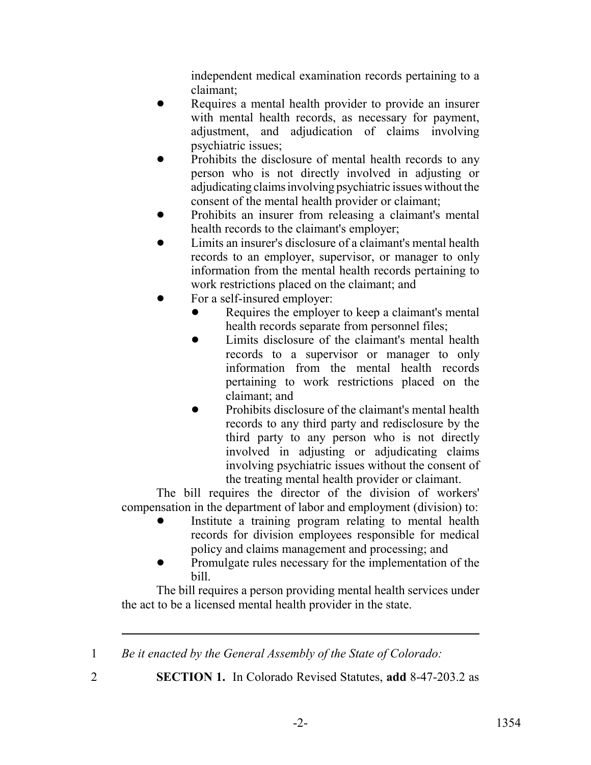independent medical examination records pertaining to a claimant;

- Requires a mental health provider to provide an insurer with mental health records, as necessary for payment, adjustment, and adjudication of claims involving psychiatric issues;
- Prohibits the disclosure of mental health records to any person who is not directly involved in adjusting or adjudicating claims involving psychiatric issues without the consent of the mental health provider or claimant;
- Prohibits an insurer from releasing a claimant's mental health records to the claimant's employer;
- Limits an insurer's disclosure of a claimant's mental health records to an employer, supervisor, or manager to only information from the mental health records pertaining to work restrictions placed on the claimant; and
- For a self-insured employer:
  - Requires the employer to keep a claimant's mental health records separate from personnel files;
  - Limits disclosure of the claimant's mental health records to a supervisor or manager to only information from the mental health records pertaining to work restrictions placed on the claimant; and
  - Prohibits disclosure of the claimant's mental health records to any third party and redisclosure by the third party to any person who is not directly involved in adjusting or adjudicating claims involving psychiatric issues without the consent of the treating mental health provider or claimant.

The bill requires the director of the division of workers' compensation in the department of labor and employment (division) to:

- Institute a training program relating to mental health records for division employees responsible for medical policy and claims management and processing; and
- Promulgate rules necessary for the implementation of the bill.

The bill requires a person providing mental health services under the act to be a licensed mental health provider in the state.

---

1 *Be it enacted by the General Assembly of the State of Colorado:*

2 **SECTION 1.** In Colorado Revised Statutes, **add** 8-47-203.2 as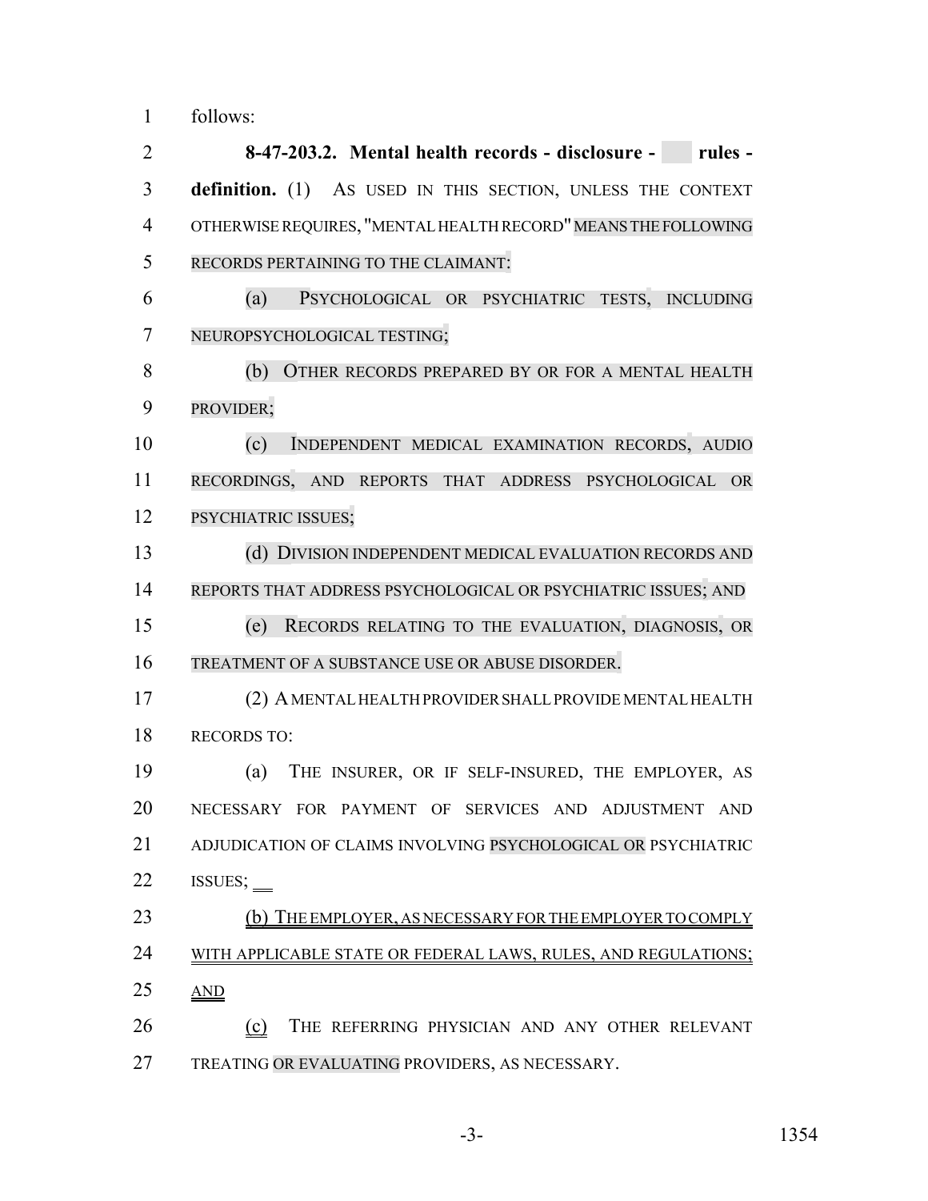follows:

**8-47-203.2. Mental health records - disclosure - rules - definition.** (1) AS USED IN THIS SECTION, UNLESS THE CONTEXT OTHERWISE REQUIRES, "MENTAL HEALTH RECORD" MEANS THE FOLLOWING RECORDS PERTAINING TO THE CLAIMANT:

(a) PSYCHOLOGICAL OR PSYCHIATRIC TESTS, INCLUDING NEUROPSYCHOLOGICAL TESTING;

(b) OTHER RECORDS PREPARED BY OR FOR A MENTAL HEALTH PROVIDER;

(c) INDEPENDENT MEDICAL EXAMINATION RECORDS, AUDIO RECORDINGS, AND REPORTS THAT ADDRESS PSYCHOLOGICAL OR PSYCHIATRIC ISSUES;

(d) DIVISION INDEPENDENT MEDICAL EVALUATION RECORDS AND REPORTS THAT ADDRESS PSYCHOLOGICAL OR PSYCHIATRIC ISSUES; AND

(e) RECORDS RELATING TO THE EVALUATION, DIAGNOSIS, OR TREATMENT OF A SUBSTANCE USE OR ABUSE DISORDER.

(2) A MENTAL HEALTH PROVIDER SHALL PROVIDE MENTAL HEALTH RECORDS TO:

(a) THE INSURER, OR IF SELF-INSURED, THE EMPLOYER, AS NECESSARY FOR PAYMENT OF SERVICES AND ADJUSTMENT AND ADJUDICATION OF CLAIMS INVOLVING PSYCHOLOGICAL OR PSYCHIATRIC ISSUES;

(b) THE EMPLOYER, AS NECESSARY FOR THE EMPLOYER TO COMPLY WITH APPLICABLE STATE OR FEDERAL LAWS, RULES, AND REGULATIONS; AND

(c) THE REFERRING PHYSICIAN AND ANY OTHER RELEVANT TREATING OR EVALUATING PROVIDERS, AS NECESSARY.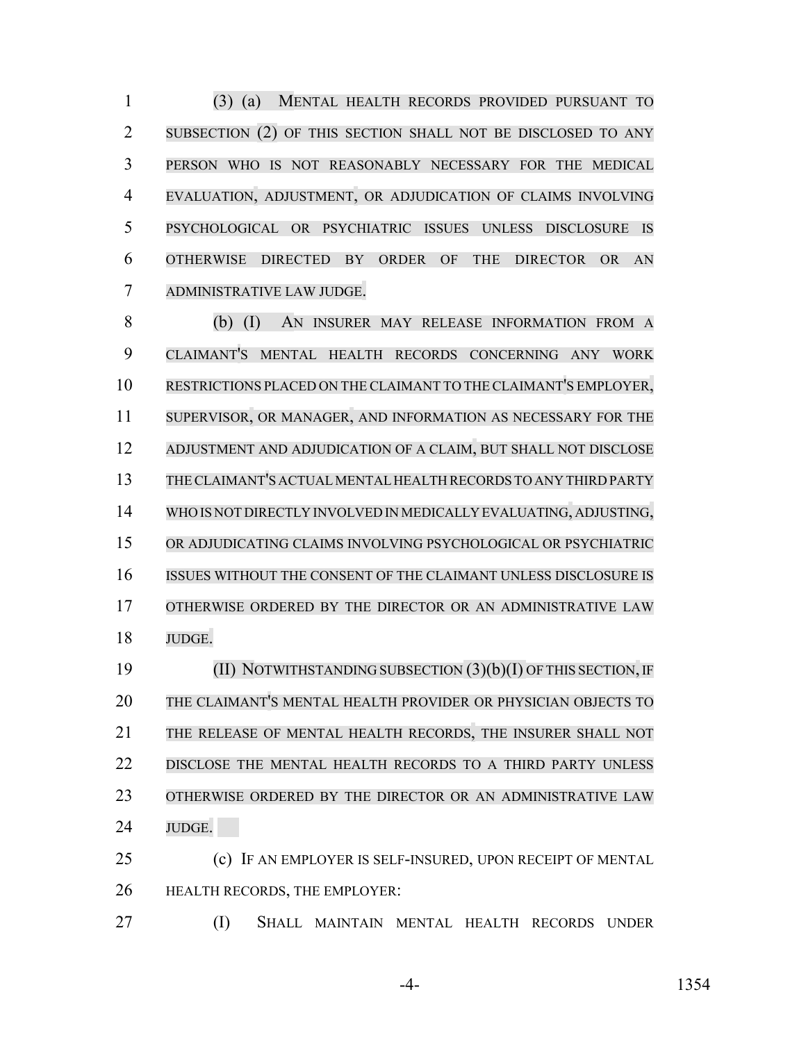(3) (a) MENTAL HEALTH RECORDS PROVIDED PURSUANT TO SUBSECTION (2) OF THIS SECTION SHALL NOT BE DISCLOSED TO ANY PERSON WHO IS NOT REASONABLY NECESSARY FOR THE MEDICAL EVALUATION, ADJUSTMENT, OR ADJUDICATION OF CLAIMS INVOLVING PSYCHOLOGICAL OR PSYCHIATRIC ISSUES UNLESS DISCLOSURE IS OTHERWISE DIRECTED BY ORDER OF THE DIRECTOR OR AN ADMINISTRATIVE LAW JUDGE.

(b) (I) AN INSURER MAY RELEASE INFORMATION FROM A CLAIMANT'S MENTAL HEALTH RECORDS CONCERNING ANY WORK RESTRICTIONS PLACED ON THE CLAIMANT TO THE CLAIMANT'S EMPLOYER, SUPERVISOR, OR MANAGER, AND INFORMATION AS NECESSARY FOR THE ADJUSTMENT AND ADJUDICATION OF A CLAIM, BUT SHALL NOT DISCLOSE THE CLAIMANT'S ACTUAL MENTAL HEALTH RECORDS TO ANY THIRD PARTY WHO IS NOT DIRECTLY INVOLVED IN MEDICALLY EVALUATING, ADJUSTING, OR ADJUDICATING CLAIMS INVOLVING PSYCHOLOGICAL OR PSYCHIATRIC ISSUES WITHOUT THE CONSENT OF THE CLAIMANT UNLESS DISCLOSURE IS OTHERWISE ORDERED BY THE DIRECTOR OR AN ADMINISTRATIVE LAW JUDGE.

(II) NOTWITHSTANDING SUBSECTION (3)(b)(I) OF THIS SECTION, IF THE CLAIMANT'S MENTAL HEALTH PROVIDER OR PHYSICIAN OBJECTS TO THE RELEASE OF MENTAL HEALTH RECORDS, THE INSURER SHALL NOT DISCLOSE THE MENTAL HEALTH RECORDS TO A THIRD PARTY UNLESS OTHERWISE ORDERED BY THE DIRECTOR OR AN ADMINISTRATIVE LAW JUDGE.

(c) IF AN EMPLOYER IS SELF-INSURED, UPON RECEIPT OF MENTAL HEALTH RECORDS, THE EMPLOYER:

(I) SHALL MAINTAIN MENTAL HEALTH RECORDS UNDER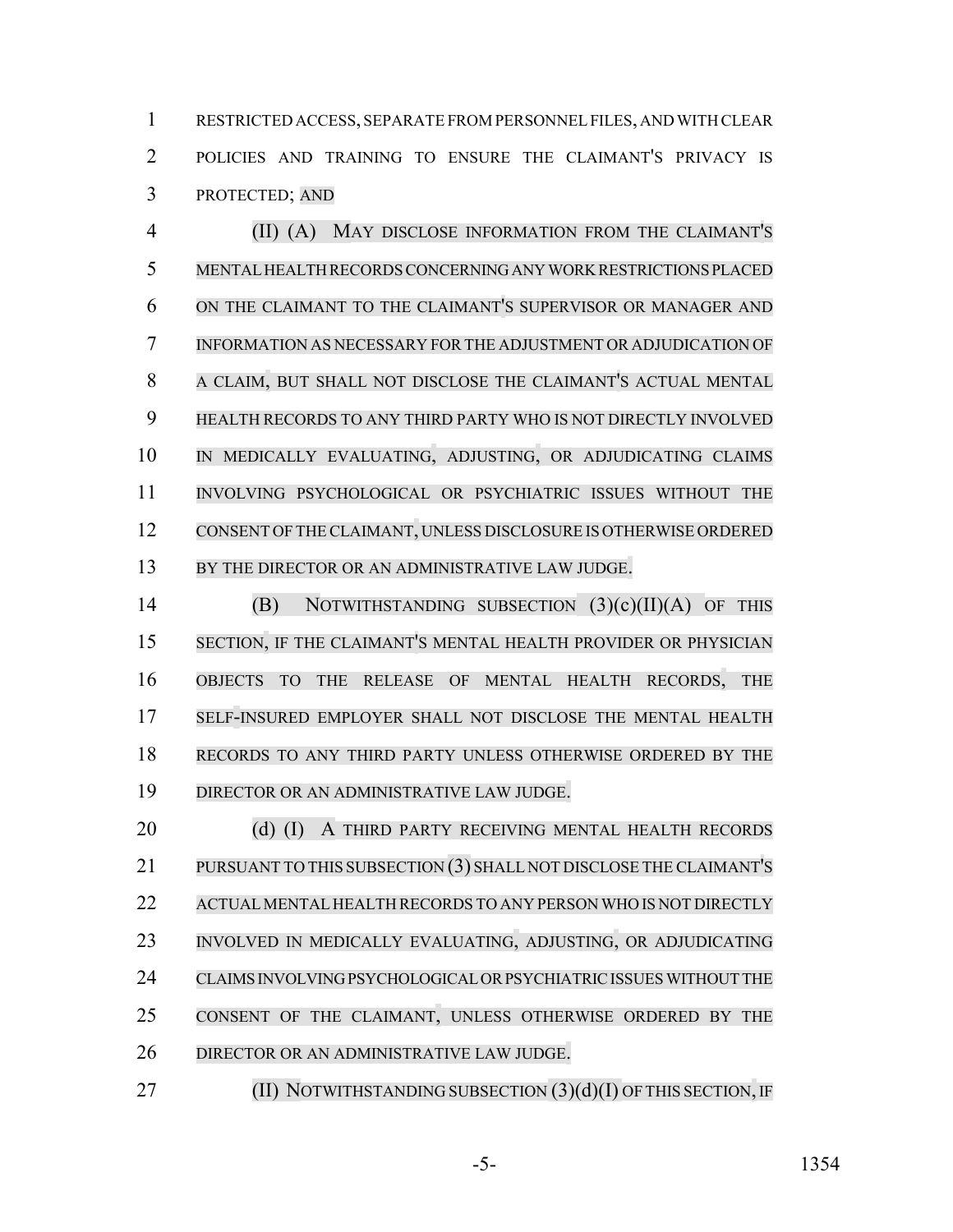RESTRICTED ACCESS, SEPARATE FROM PERSONNEL FILES, AND WITH CLEAR POLICIES AND TRAINING TO ENSURE THE CLAIMANT'S PRIVACY IS PROTECTED; AND

(II) (A) MAY DISCLOSE INFORMATION FROM THE CLAIMANT'S MENTAL HEALTH RECORDS CONCERNING ANY WORK RESTRICTIONS PLACED ON THE CLAIMANT TO THE CLAIMANT'S SUPERVISOR OR MANAGER AND INFORMATION AS NECESSARY FOR THE ADJUSTMENT OR ADJUDICATION OF A CLAIM, BUT SHALL NOT DISCLOSE THE CLAIMANT'S ACTUAL MENTAL HEALTH RECORDS TO ANY THIRD PARTY WHO IS NOT DIRECTLY INVOLVED IN MEDICALLY EVALUATING, ADJUSTING, OR ADJUDICATING CLAIMS INVOLVING PSYCHOLOGICAL OR PSYCHIATRIC ISSUES WITHOUT THE CONSENT OF THE CLAIMANT, UNLESS DISCLOSURE IS OTHERWISE ORDERED BY THE DIRECTOR OR AN ADMINISTRATIVE LAW JUDGE.

(B) NOTWITHSTANDING SUBSECTION (3)(c)(II)(A) OF THIS SECTION, IF THE CLAIMANT'S MENTAL HEALTH PROVIDER OR PHYSICIAN OBJECTS TO THE RELEASE OF MENTAL HEALTH RECORDS, THE SELF-INSURED EMPLOYER SHALL NOT DISCLOSE THE MENTAL HEALTH RECORDS TO ANY THIRD PARTY UNLESS OTHERWISE ORDERED BY THE DIRECTOR OR AN ADMINISTRATIVE LAW JUDGE.

(d) (I) A THIRD PARTY RECEIVING MENTAL HEALTH RECORDS PURSUANT TO THIS SUBSECTION (3) SHALL NOT DISCLOSE THE CLAIMANT'S ACTUAL MENTAL HEALTH RECORDS TO ANY PERSON WHO IS NOT DIRECTLY INVOLVED IN MEDICALLY EVALUATING, ADJUSTING, OR ADJUDICATING CLAIMS INVOLVING PSYCHOLOGICAL OR PSYCHIATRIC ISSUES WITHOUT THE CONSENT OF THE CLAIMANT, UNLESS OTHERWISE ORDERED BY THE DIRECTOR OR AN ADMINISTRATIVE LAW JUDGE.

(II) NOTWITHSTANDING SUBSECTION (3)(d)(I) OF THIS SECTION, IF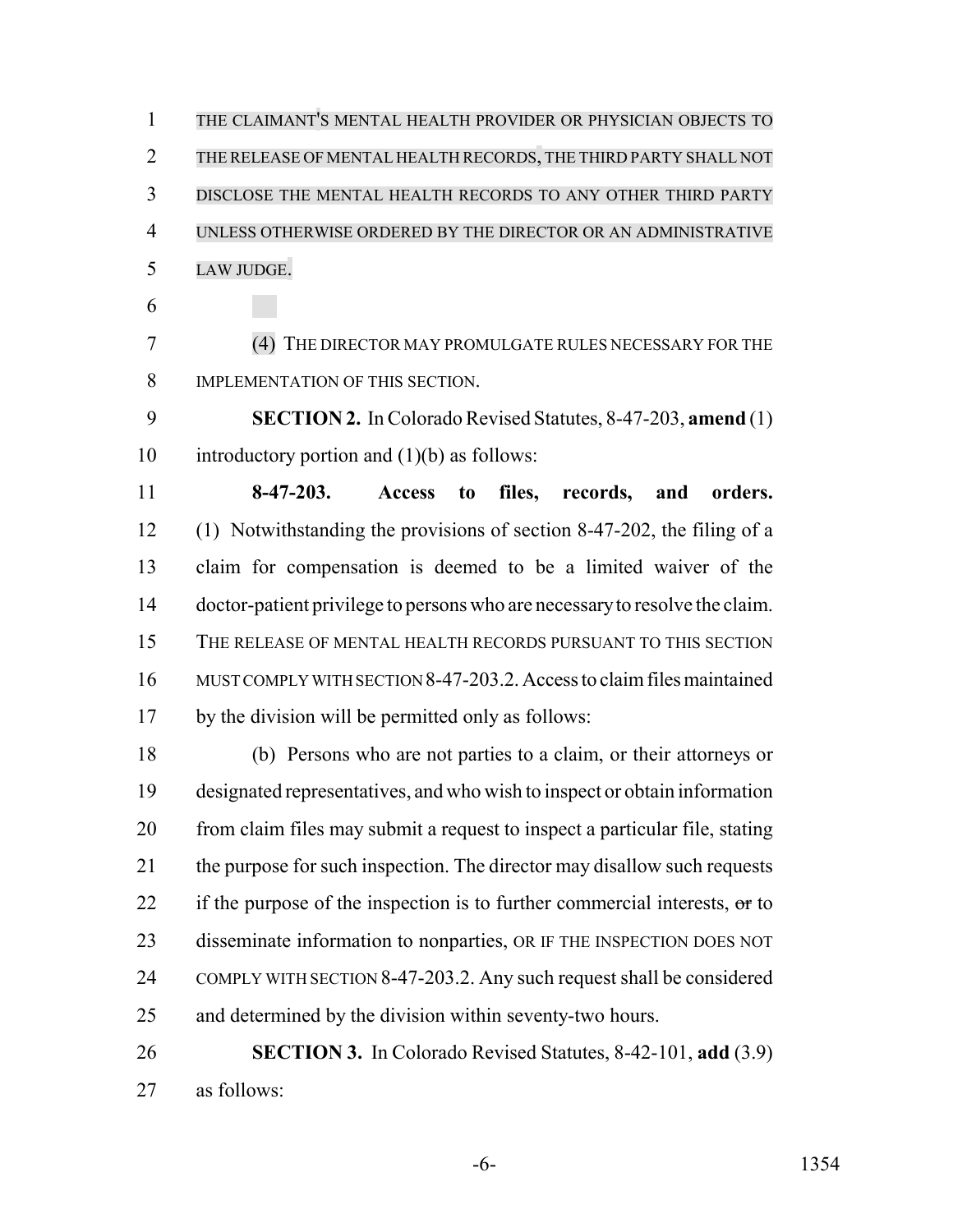THE CLAIMANT'S MENTAL HEALTH PROVIDER OR PHYSICIAN OBJECTS TO THE RELEASE OF MENTAL HEALTH RECORDS, THE THIRD PARTY SHALL NOT DISCLOSE THE MENTAL HEALTH RECORDS TO ANY OTHER THIRD PARTY UNLESS OTHERWISE ORDERED BY THE DIRECTOR OR AN ADMINISTRATIVE LAW JUDGE.

(4) THE DIRECTOR MAY PROMULGATE RULES NECESSARY FOR THE IMPLEMENTATION OF THIS SECTION.

**SECTION 2.** In Colorado Revised Statutes, 8-47-203, **amend** (1) introductory portion and (1)(b) as follows:

**8-47-203. Access to files, records, and orders.** (1) Notwithstanding the provisions of section 8-47-202, the filing of a claim for compensation is deemed to be a limited waiver of the doctor-patient privilege to persons who are necessary to resolve the claim. THE RELEASE OF MENTAL HEALTH RECORDS PURSUANT TO THIS SECTION MUST COMPLY WITH SECTION 8-47-203.2. Access to claim files maintained by the division will be permitted only as follows:

(b) Persons who are not parties to a claim, or their attorneys or designated representatives, and who wish to inspect or obtain information from claim files may submit a request to inspect a particular file, stating the purpose for such inspection. The director may disallow such requests if the purpose of the inspection is to further commercial interests, ~~or~~ to disseminate information to nonparties, OR IF THE INSPECTION DOES NOT COMPLY WITH SECTION 8-47-203.2. Any such request shall be considered and determined by the division within seventy-two hours.

**SECTION 3.** In Colorado Revised Statutes, 8-42-101, **add** (3.9) as follows: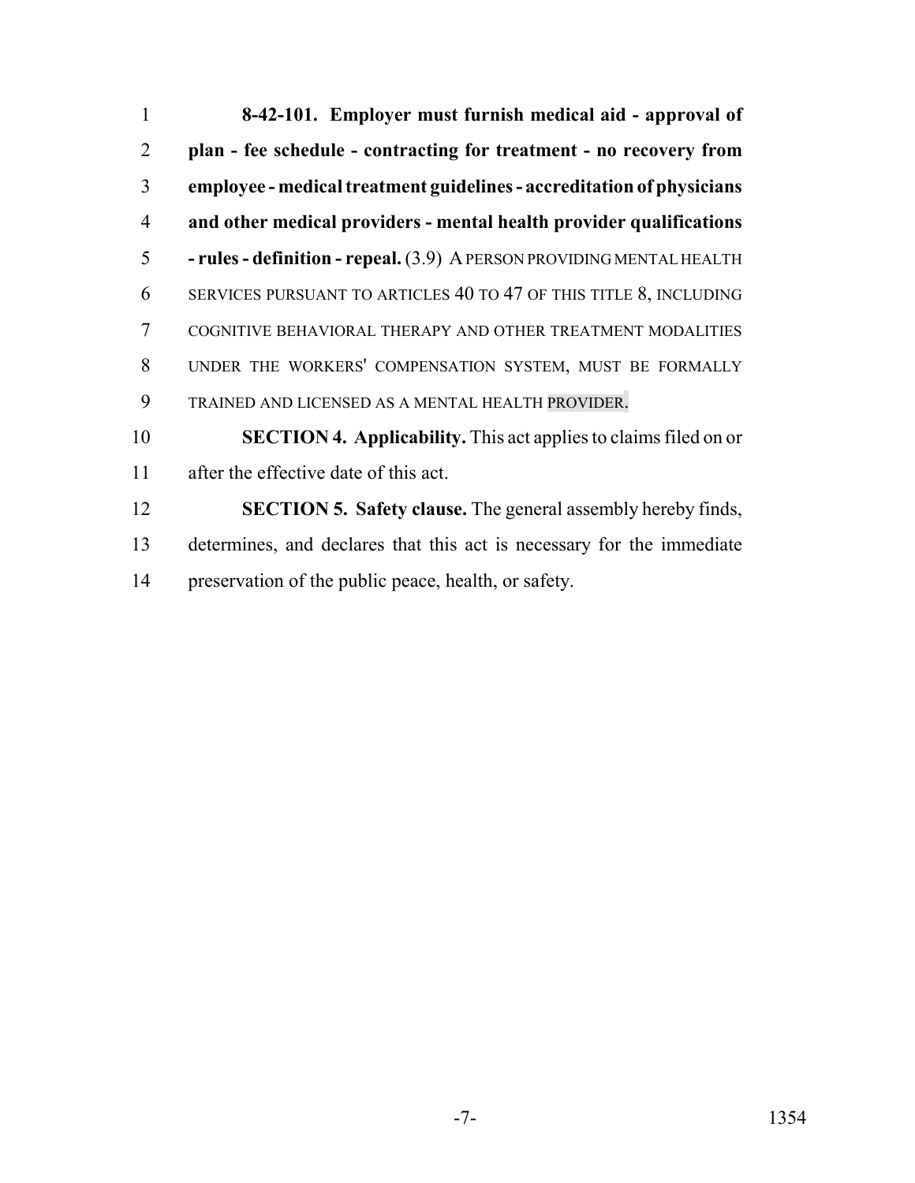**8-42-101. Employer must furnish medical aid - approval of plan - fee schedule - contracting for treatment - no recovery from employee - medical treatment guidelines - accreditation of physicians and other medical providers - mental health provider qualifications - rules - definition - repeal.** (3.9) A PERSON PROVIDING MENTAL HEALTH SERVICES PURSUANT TO ARTICLES 40 TO 47 OF THIS TITLE 8, INCLUDING COGNITIVE BEHAVIORAL THERAPY AND OTHER TREATMENT MODALITIES UNDER THE WORKERS' COMPENSATION SYSTEM, MUST BE FORMALLY TRAINED AND LICENSED AS A MENTAL HEALTH PROVIDER.

**SECTION 4. Applicability.** This act applies to claims filed on or after the effective date of this act.

**SECTION 5. Safety clause.** The general assembly hereby finds, determines, and declares that this act is necessary for the immediate preservation of the public peace, health, or safety.